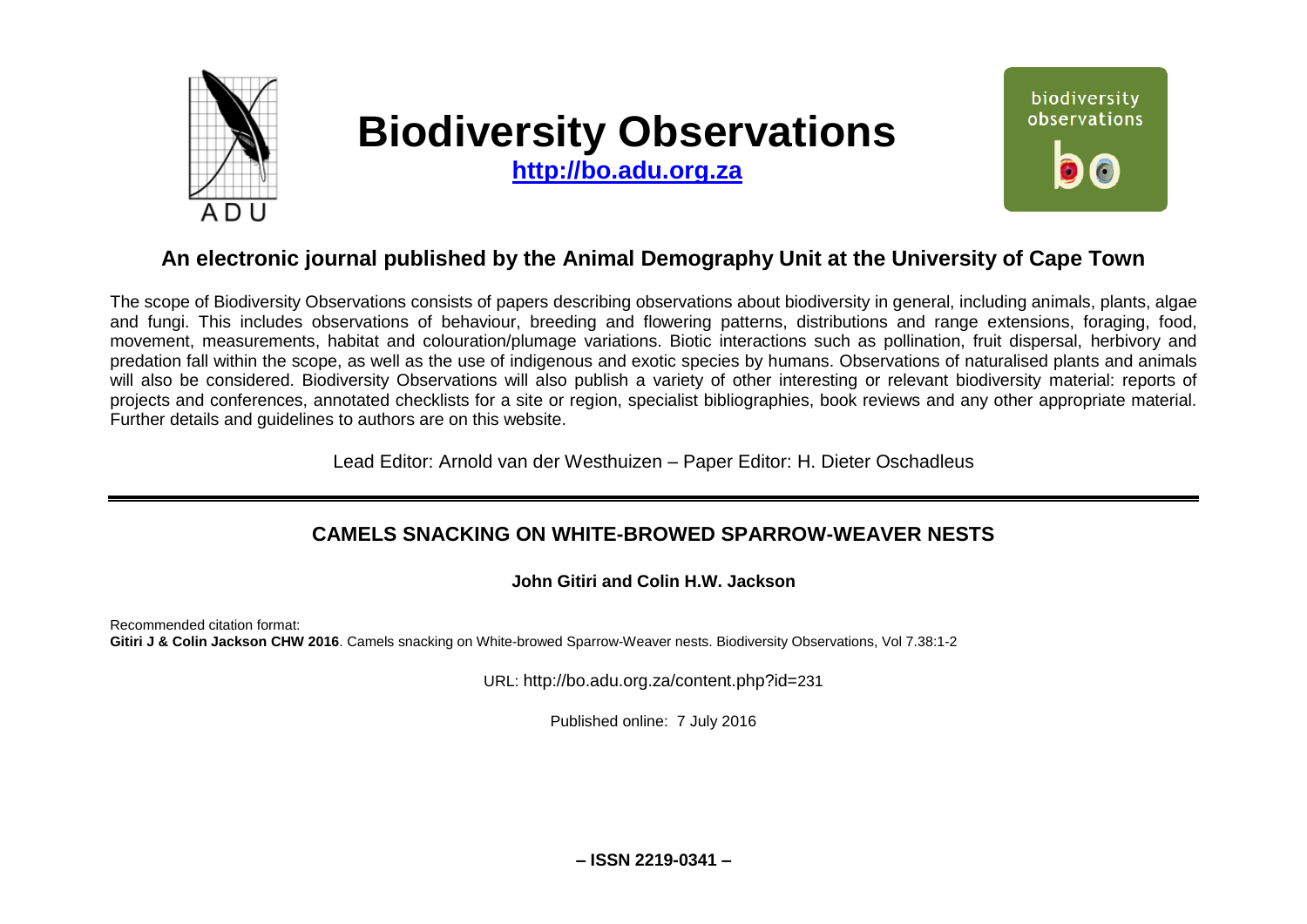# Biodiversity Observations

**http://bo.adu.org.za**

## An electronic journal published by the Animal Demography Unit at the University of Cape Town

The scope of Biodiversity Observations consists of papers describing observations about biodiversity in general, including animals, plants, algae and fungi. This includes observations of behaviour, breeding and flowering patterns, distributions and range extensions, foraging, food, movement, measurements, habitat and colouration/plumage variations. Biotic interactions such as pollination, fruit dispersal, herbivory and predation fall within the scope, as well as the use of indigenous and exotic species by humans. Observations of naturalised plants and animals will also be considered. Biodiversity Observations will also publish a variety of other interesting or relevant biodiversity material: reports of projects and conferences, annotated checklists for a site or region, specialist bibliographies, book reviews and any other appropriate material. Further details and guidelines to authors are on this website.

Lead Editor: Arnold van der Westhuizen – Paper Editor: H. Dieter Oschadleus

---

## CAMELS SNACKING ON WHITE-BROWED SPARROW-WEAVER NESTS

**John Gitiri and Colin H.W. Jackson**

Recommended citation format:
**Gitiri J & Colin Jackson CHW 2016**. Camels snacking on White-browed Sparrow-Weaver nests. Biodiversity Observations, Vol 7.38:1-2

URL: http://bo.adu.org.za/content.php?id=231

Published online: 7 July 2016

**– ISSN 2219-0341 –**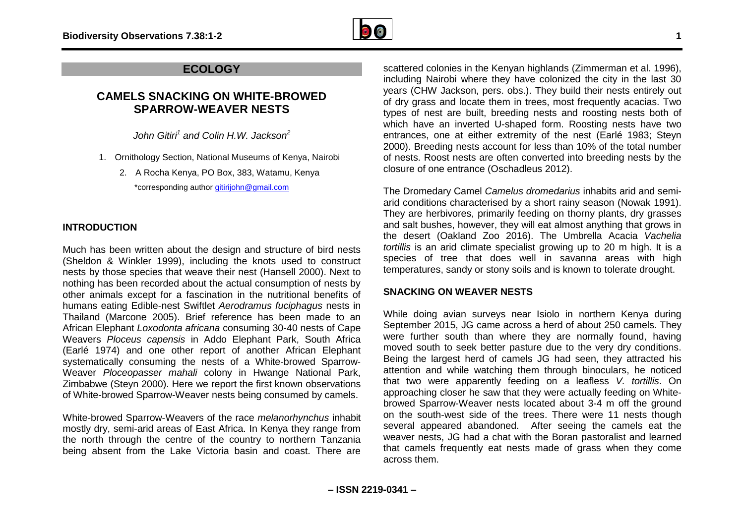## ECOLOGY

# CAMELS SNACKING ON WHITE-BROWED SPARROW-WEAVER NESTS

*John Gitiri[1] and Colin H.W. Jackson[2]*

1. Ornithology Section, National Museums of Kenya, Nairobi
2. A Rocha Kenya, PO Box, 383, Watamu, Kenya

\*corresponding author gitirijohn@gmail.com

### INTRODUCTION

Much has been written about the design and structure of bird nests (Sheldon & Winkler 1999), including the knots used to construct nests by those species that weave their nest (Hansell 2000). Next to nothing has been recorded about the actual consumption of nests by other animals except for a fascination in the nutritional benefits of humans eating Edible-nest Swiftlet *Aerodramus fuciphagus* nests in Thailand (Marcone 2005). Brief reference has been made to an African Elephant *Loxodonta africana* consuming 30-40 nests of Cape Weavers *Ploceus capensis* in Addo Elephant Park, South Africa (Earlé 1974) and one other report of another African Elephant systematically consuming the nests of a White-browed Sparrow-Weaver *Ploceopasser mahali* colony in Hwange National Park, Zimbabwe (Steyn 2000). Here we report the first known observations of White-browed Sparrow-Weaver nests being consumed by camels.

White-browed Sparrow-Weavers of the race *melanorhynchus* inhabit mostly dry, semi-arid areas of East Africa. In Kenya they range from the north through the centre of the country to northern Tanzania being absent from the Lake Victoria basin and coast. There are scattered colonies in the Kenyan highlands (Zimmerman et al. 1996), including Nairobi where they have colonized the city in the last 30 years (CHW Jackson, pers. obs.). They build their nests entirely out of dry grass and locate them in trees, most frequently acacias. Two types of nest are built, breeding nests and roosting nests both of which have an inverted U-shaped form. Roosting nests have two entrances, one at either extremity of the nest (Earlé 1983; Steyn 2000). Breeding nests account for less than 10% of the total number of nests. Roost nests are often converted into breeding nests by the closure of one entrance (Oschadleus 2012).

The Dromedary Camel *Camelus dromedarius* inhabits arid and semi-arid conditions characterised by a short rainy season (Nowak 1991). They are herbivores, primarily feeding on thorny plants, dry grasses and salt bushes, however, they will eat almost anything that grows in the desert (Oakland Zoo 2016). The Umbrella Acacia *Vachelia tortillis* is an arid climate specialist growing up to 20 m high. It is a species of tree that does well in savanna areas with high temperatures, sandy or stony soils and is known to tolerate drought.

### SNACKING ON WEAVER NESTS

While doing avian surveys near Isiolo in northern Kenya during September 2015, JG came across a herd of about 250 camels. They were further south than where they are normally found, having moved south to seek better pasture due to the very dry conditions. Being the largest herd of camels JG had seen, they attracted his attention and while watching them through binoculars, he noticed that two were apparently feeding on a leafless *V. tortillis*. On approaching closer he saw that they were actually feeding on White-browed Sparrow-Weaver nests located about 3-4 m off the ground on the south-west side of the trees. There were 11 nests though several appeared abandoned. After seeing the camels eat the weaver nests, JG had a chat with the Boran pastoralist and learned that camels frequently eat nests made of grass when they come across them.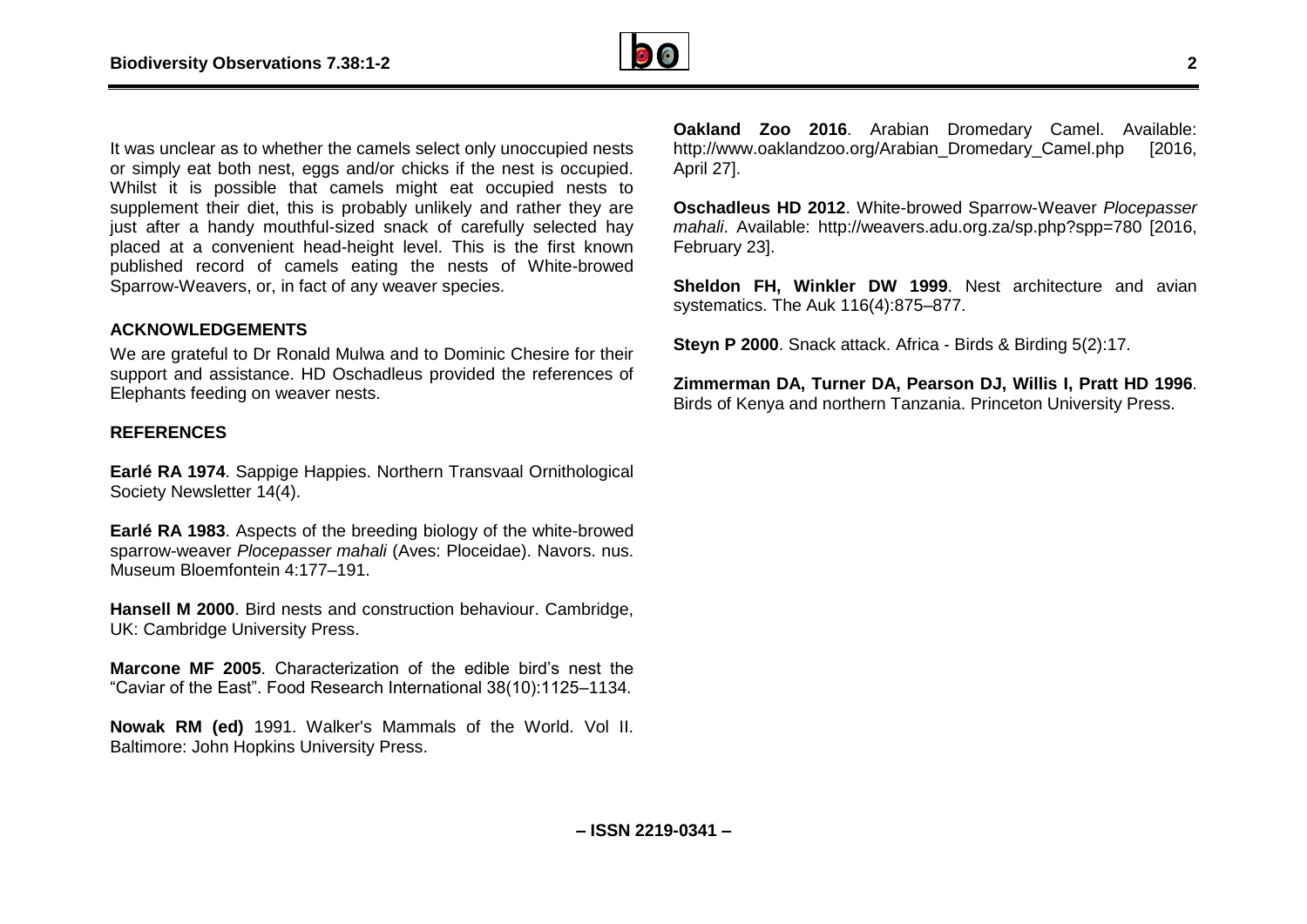It was unclear as to whether the camels select only unoccupied nests or simply eat both nest, eggs and/or chicks if the nest is occupied. Whilst it is possible that camels might eat occupied nests to supplement their diet, this is probably unlikely and rather they are just after a handy mouthful-sized snack of carefully selected hay placed at a convenient head-height level. This is the first known published record of camels eating the nests of White-browed Sparrow-Weavers, or, in fact of any weaver species.

## ACKNOWLEDGEMENTS

We are grateful to Dr Ronald Mulwa and to Dominic Chesire for their support and assistance. HD Oschadleus provided the references of Elephants feeding on weaver nests.

## REFERENCES

**Earlé RA 1974**. Sappige Happies. Northern Transvaal Ornithological Society Newsletter 14(4).

**Earlé RA 1983**. Aspects of the breeding biology of the white-browed sparrow-weaver *Plocepasser mahali* (Aves: Ploceidae). Navors. nus. Museum Bloemfontein 4:177–191.

**Hansell M 2000**. Bird nests and construction behaviour. Cambridge, UK: Cambridge University Press.

**Marcone MF 2005**. Characterization of the edible bird's nest the "Caviar of the East". Food Research International 38(10):1125–1134.

**Nowak RM (ed)** 1991. Walker's Mammals of the World. Vol II. Baltimore: John Hopkins University Press.

**Oakland Zoo 2016**. Arabian Dromedary Camel. Available: http://www.oaklandzoo.org/Arabian_Dromedary_Camel.php [2016, April 27].

**Oschadleus HD 2012**. White-browed Sparrow-Weaver *Plocepasser mahali*. Available: http://weavers.adu.org.za/sp.php?spp=780 [2016, February 23].

**Sheldon FH, Winkler DW 1999**. Nest architecture and avian systematics. The Auk 116(4):875–877.

**Steyn P 2000**. Snack attack. Africa - Birds & Birding 5(2):17.

**Zimmerman DA, Turner DA, Pearson DJ, Willis I, Pratt HD 1996**. Birds of Kenya and northern Tanzania. Princeton University Press.